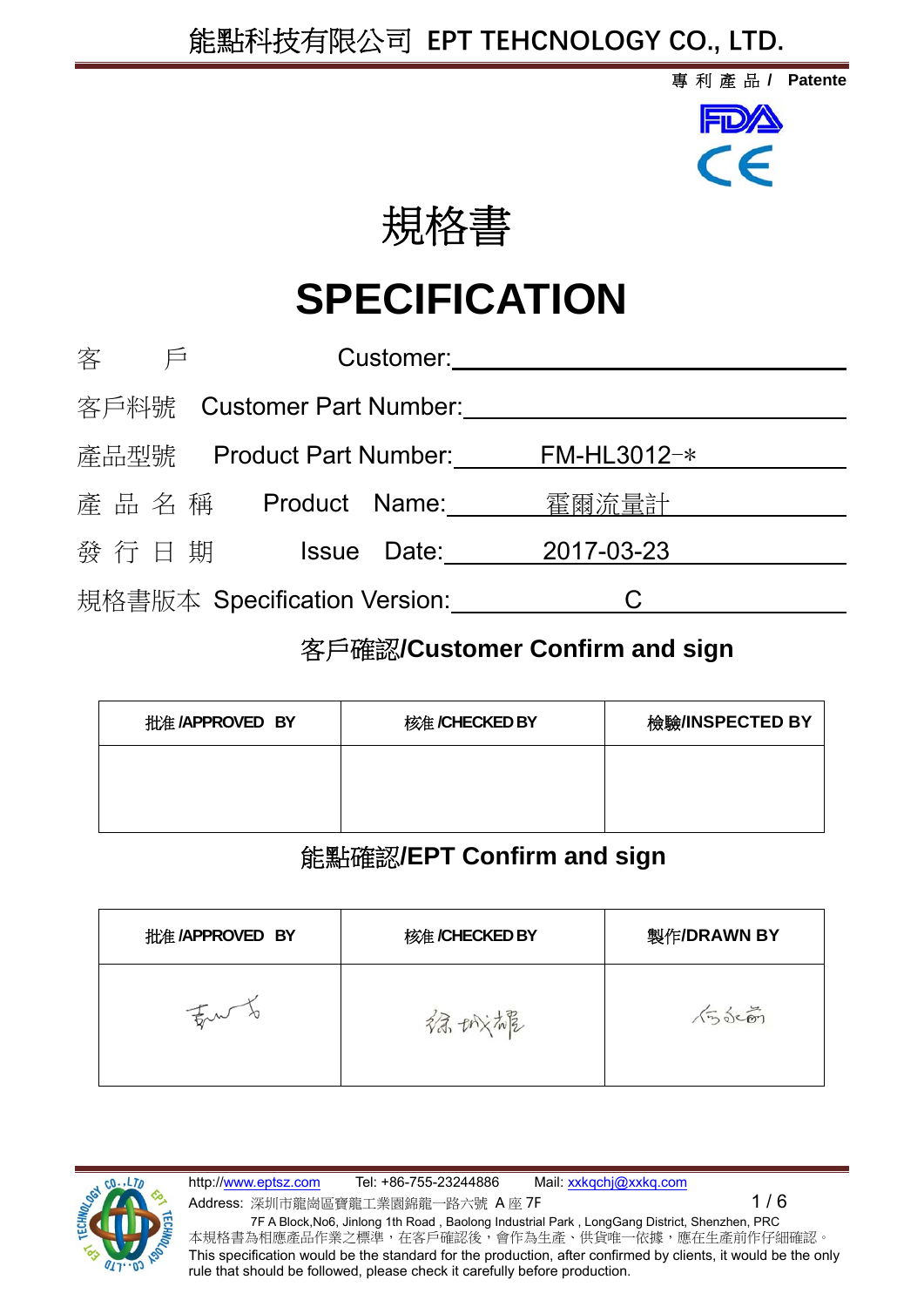# 能點科技有限公司 EPT TEHCNOLOGY CO., LTD.

專 利 產 品 / Patente

# 規格書

# SPECIFICATION

客　　戶　　Customer: ______________________

客戶料號　Customer Part Number: ______________________

產品型號　Product Part Number: FM-HL3012-*

產 品 名 稱　Product Name: 霍爾流量計

發 行 日 期　Issue Date: 2017-03-23

規格書版本　Specification Version: C

## 客戶確認/Customer Confirm and sign

| 批准 /APPROVED BY | 核准 /CHECKED BY | 檢驗/INSPECTED BY |
|---|---|---|
| | | |

## 能點確認/EPT Confirm and sign

| 批准 /APPROVED BY | 核准 /CHECKED BY | 製作/DRAWN BY |
|---|---|---|
| (signature) | (signature) | (signature) |

http://www.eptsz.com　Tel: +86-755-23244886　Mail: xxkqchj@xxkq.com

Address: 深圳市龍崗區寶龍工業園錦龍一路六號 A 座 7F

7F A Block,No6, Jinlong 1th Road , Baolong Industrial Park , LongGang District, Shenzhen, PRC

本規格書為相應產品作業之標準，在客戶確認後，會作為生產、供貨唯一依據，應在生產前作仔細確認。

This specification would be the standard for the production, after confirmed by clients, it would be the only rule that should be followed, please check it carefully before production.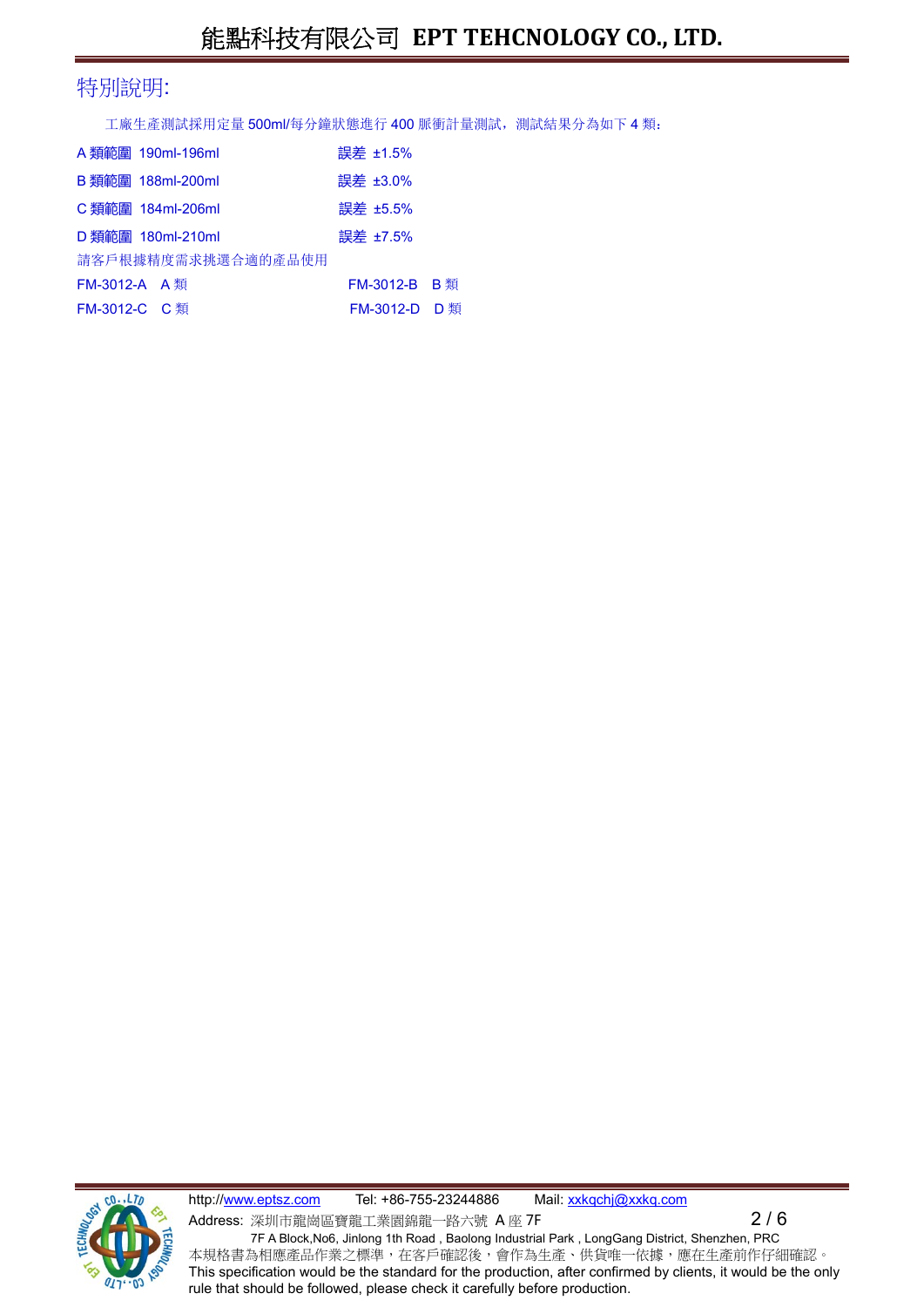## 特別說明:

工廠生產測試採用定量 500ml/每分鐘狀態進行 400 脈衝計量測試，測試結果分為如下 4 類：

| | |
|---|---|
| A 類範圍 190ml-196ml | 誤差 ±1.5% |
| B 類範圍 188ml-200ml | 誤差 ±3.0% |
| C 類範圍 184ml-206ml | 誤差 ±5.5% |
| D 類範圍 180ml-210ml | 誤差 ±7.5% |

請客戶根據精度需求挑選合適的產品使用

| | |
|---|---|
| FM-3012-A　A 類 | FM-3012-B　B 類 |
| FM-3012-C　C 類 | FM-3012-D　D 類 |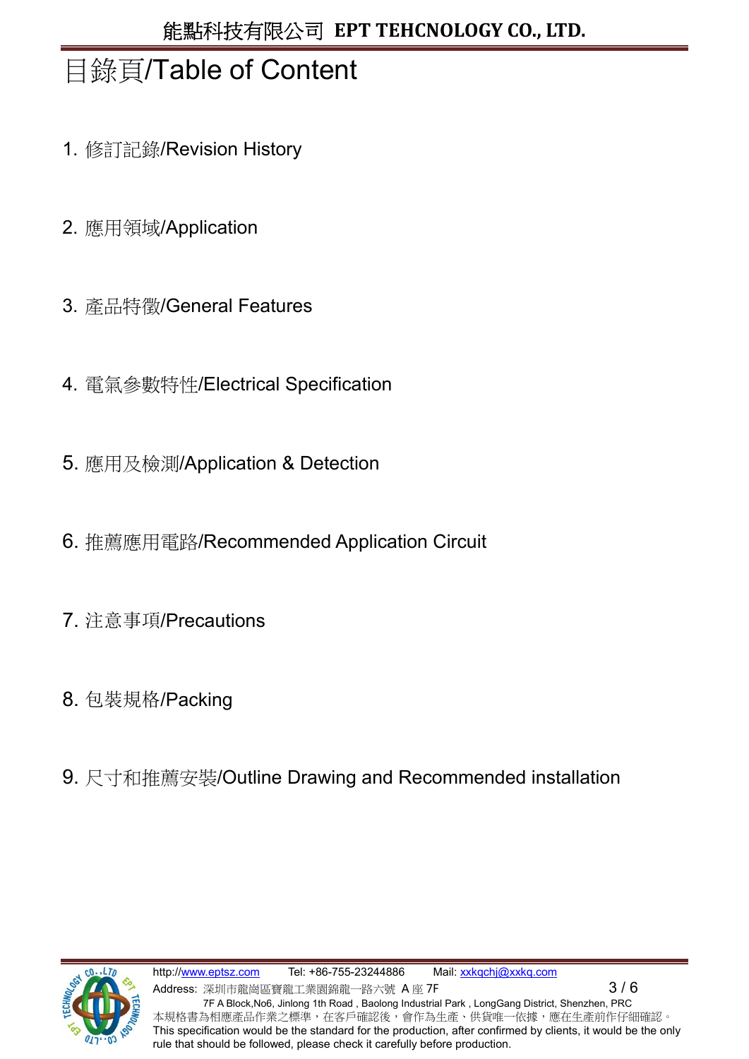# 目錄頁/Table of Content

1. 修訂記錄/Revision History

2. 應用領域/Application

3. 產品特徵/General Features

4. 電氣參數特性/Electrical Specification

5. 應用及檢測/Application & Detection

6. 推薦應用電路/Recommended Application Circuit

7. 注意事項/Precautions

8. 包裝規格/Packing

9. 尺寸和推薦安裝/Outline Drawing and Recommended installation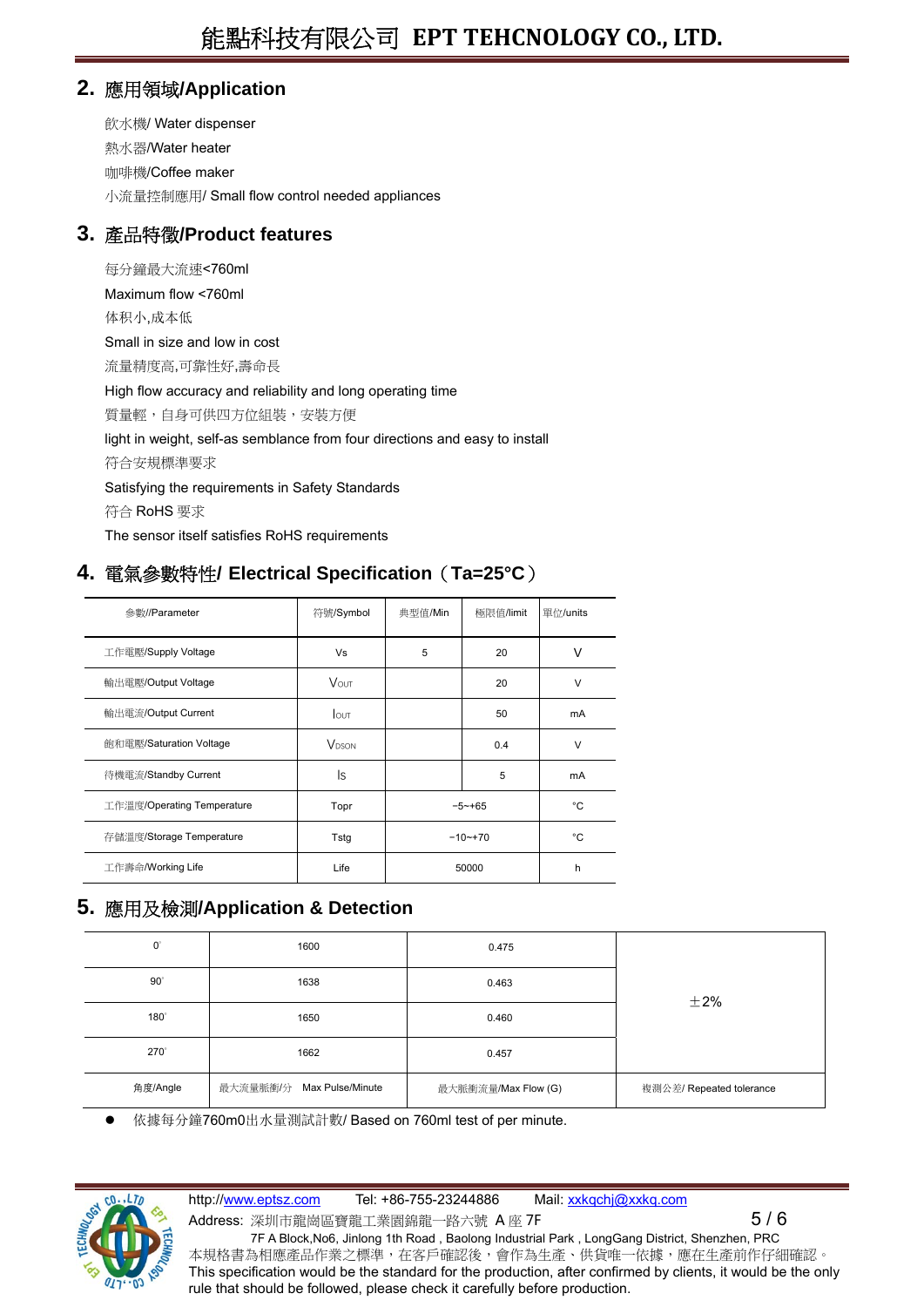## 2. 應用領域/Application

飲水機/ Water dispenser
熱水器/Water heater
咖啡機/Coffee maker
小流量控制應用/ Small flow control needed appliances

## 3. 產品特徵/Product features

每分鐘最大流速<760ml
Maximum flow <760ml
体积小,成本低
Small in size and low in cost
流量精度高,可靠性好,壽命長
High flow accuracy and reliability and long operating time
質量輕，自身可供四方位組裝，安裝方便
light in weight, self-as semblance from four directions and easy to install
符合安規標準要求
Satisfying the requirements in Safety Standards
符合 RoHS 要求
The sensor itself satisfies RoHS requirements

## 4. 電氣参數特性/ Electrical Specification（Ta=25°C）

| 參數//Parameter | 符號/Symbol | 典型值/Min | 極限值/limit | 單位/units |
|---|---|---|---|---|
| 工作電壓/Supply Voltage | Vs | 5 | 20 | V |
| 輸出電壓/Output Voltage | $V_{OUT}$ | | 20 | V |
| 輸出電流/Output Current | $I_{OUT}$ | | 50 | mA |
| 飽和電壓/Saturation Voltage | $V_{DSON}$ | | 0.4 | V |
| 待機電流/Standby Current | $I_S$ | | 5 | mA |
| 工作溫度/Operating Temperature | Topr | −5~+65 | | °C |
| 存儲溫度/Storage Temperature | Tstg | −10~+70 | | °C |
| 工作壽命/Working Life | Life | 50000 | | h |

## 5. 應用及檢測/Application & Detection

| 角度/Angle | 最大流量脈衝/分　Max Pulse/Minute | 最大脈衝流量/Max Flow (G) | 複測公差/ Repeated tolerance |
|---|---|---|---|
| 0° | 1600 | 0.475 | ±2% |
| 90° | 1638 | 0.463 | |
| 180° | 1650 | 0.460 | |
| 270° | 1662 | 0.457 | |

- 依據每分鐘760m0出水量測試計數/ Based on 760ml test of per minute.

http://www.eptsz.com　Tel: +86-755-23244886　Mail: xxkqchj@xxkq.com
Address: 深圳市龍崗區寶龍工業園錦龍一路六號 A 座 7F
7F A Block,No6, Jinlong 1th Road , Baolong Industrial Park , LongGang District, Shenzhen, PRC
本規格書為相應產品作業之標準，在客戶確認後，會作為生產、供貨唯一依據，應在生產前作仔細確認。
This specification would be the standard for the production, after confirmed by clients, it would be the only rule that should be followed, please check it carefully before production.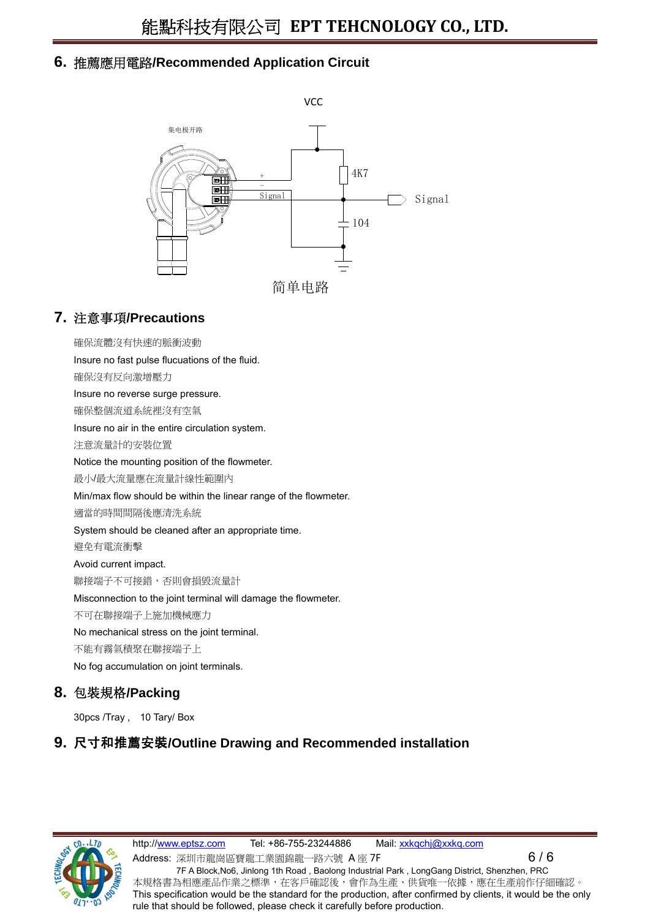## 6. 推薦應用電路/Recommended Application Circuit

VCC

集电极开路

4K7

Signal

Signal

104

简单电路

## 7. 注意事項/Precautions

確保流體沒有快速的脈衝波動

Insure no fast pulse flucuations of the fluid.

確保沒有反向激增壓力

Insure no reverse surge pressure.

確保整個流道系統裡沒有空氣

Insure no air in the entire circulation system.

注意流量計的安裝位置

Notice the mounting position of the flowmeter.

最小/最大流量應在流量計線性範圍內

Min/max flow should be within the linear range of the flowmeter.

適當的時間間隔後應清洗系統

System should be cleaned after an appropriate time.

避免有電流衝擊

Avoid current impact.

聯接端子不可接錯，否則會損毀流量計

Misconnection to the joint terminal will damage the flowmeter.

不可在聯接端子上施加機械應力

No mechanical stress on the joint terminal.

不能有霧氣積聚在聯接端子上

No fog accumulation on joint terminals.

## 8. 包裝規格/Packing

30pcs /Tray， 10 Tary/ Box

## 9. 尺寸和推薦安裝/Outline Drawing and Recommended installation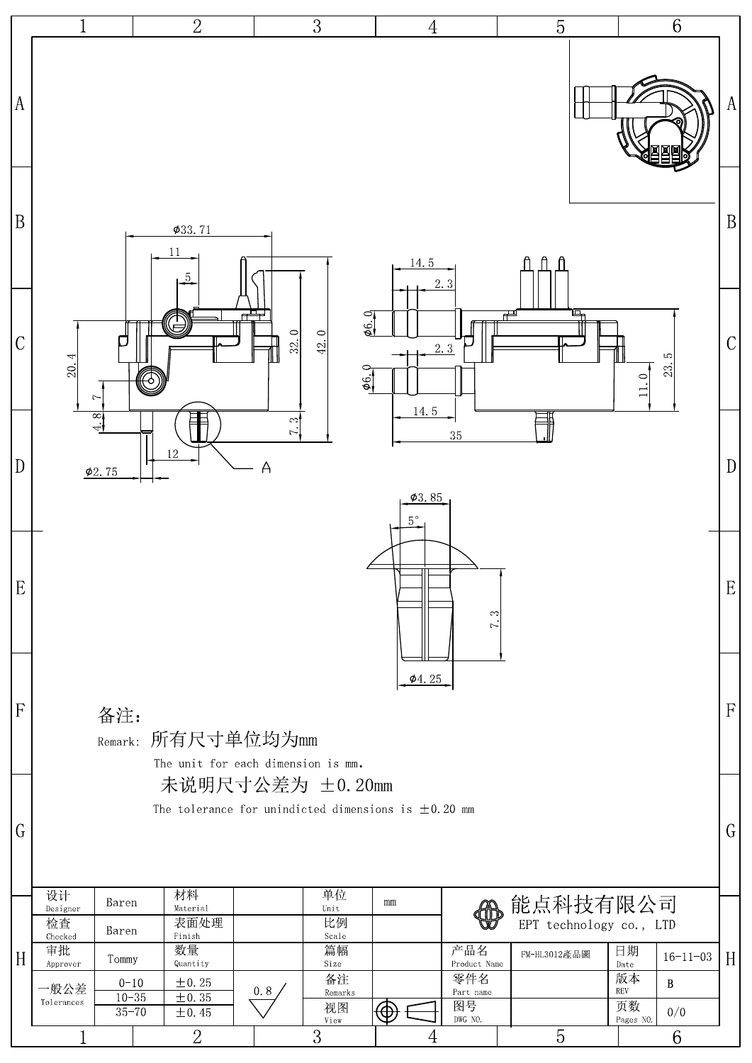φ33.71

11

5

20.4

7

4.8

φ2.75

12

A

32.0

42.0

7.3

14.5

2.3

φ6.0

2.3

φ6.0

14.5

35

11.0

23.5

φ3.85

5°

7.3

φ4.25

备注：

Remark: 所有尺寸单位均为mm

The unit for each dimension is mm.

未说明尺寸公差为 ±0.20mm

The tolerance for unindicted dimensions is ±0.20 mm

| 设计 Designer | Baren | 材料 Material | | 单位 Unit | mm | 能点科技有限公司 EPT technology co., LTD | | | |
|---|---|---|---|---|---|---|---|---|---|
| 检查 Checked | Baren | 表面处理 Finish | | 比例 Scale | | | | | |
| 审批 Approver | Tommy | 数量 Quantity | | 篇幅 Size | | 产品名 Product Name | FM-HL3012產品圖 | 日期 Date | 16-11-03 |
| 一般公差 Tolerances | 0-10 | ±0.25 | 0.8 | 备注 Remarks | | 零件名 Part name | | 版本 REV | B |
| | 10-35 | ±0.35 | | 视图 View | | 图号 DWG NO. | | 页数 Pages NO. | 0/0 |
| | 35-70 | ±0.45 | | | | | | | |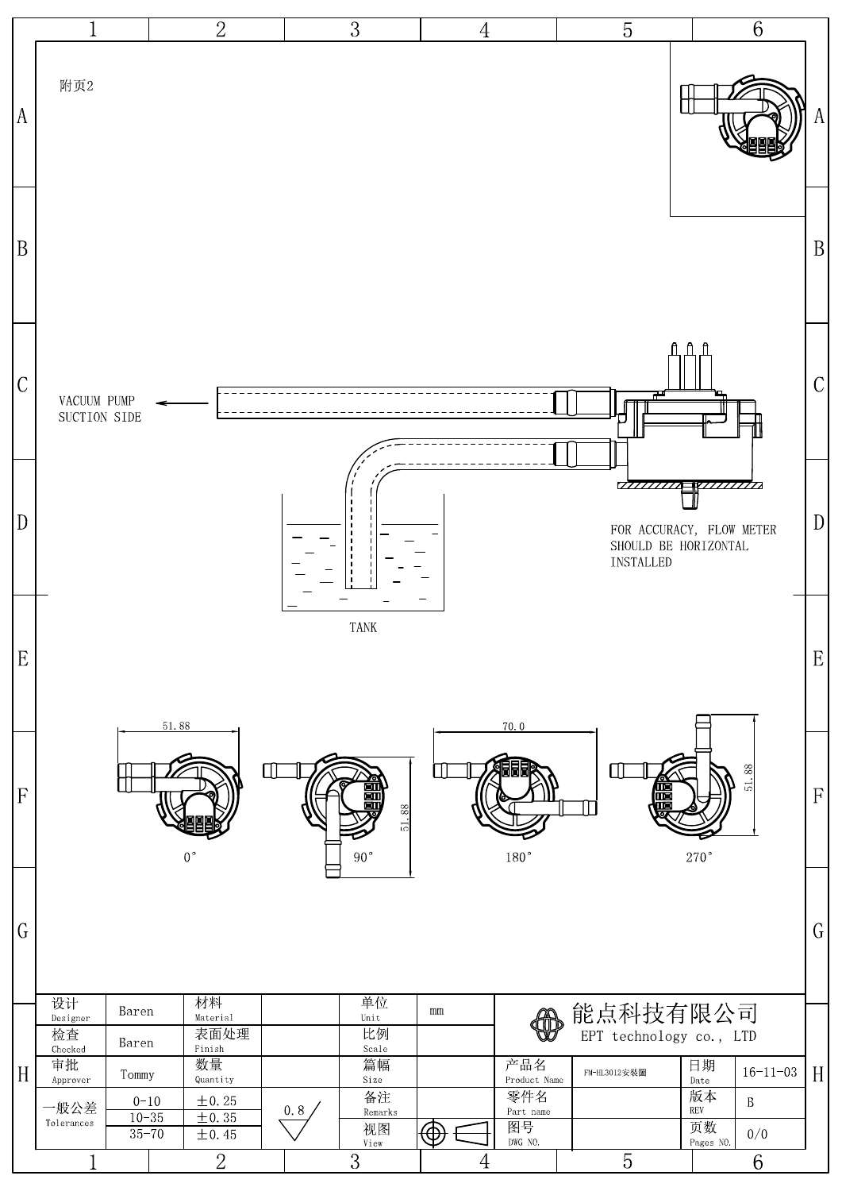附页2

VACUUM PUMP SUCTION SIDE

FOR ACCURACY, FLOW METER SHOULD BE HORIZONTAL INSTALLED

TANK

51.88

0°

51.88

90°

70.0

180°

51.88

270°

| 设计 Designer | Baren | 材料 Material | | 单位 Unit | mm | 能点科技有限公司 EPT technology co., LTD | | |
|---|---|---|---|---|---|---|---|---|
| 检查 Checked | Baren | 表面处理 Finish | | 比例 Scale | | | | |
| 审批 Approver | Tommy | 数量 Quantity | | 篇幅 Size | | 产品名 Product Name | FM-HL3012安装图 | 日期 Date: 16-11-03 |
| 一般公差 Tolerances | 0-10 | ±0.25 | 0.8 | 备注 Remarks | | 零件名 Part name | | 版本 REV: B |
| | 10-35 | ±0.35 | | 视图 View | | 图号 DWG NO. | | 页数 Pages NO.: 0/0 |
| | 35-70 | ±0.45 | | | | | | |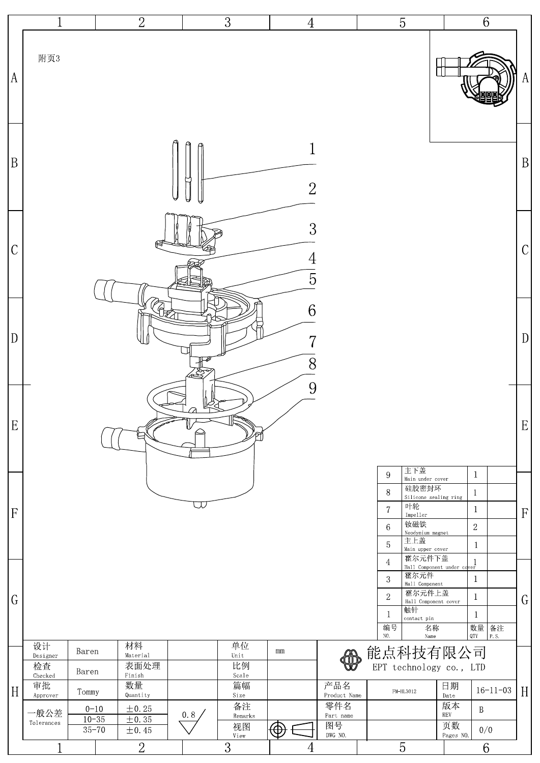附页3

1
2
3
4
5
6
7
8
9

| 编号 NO. | 名称 Name | 数量 QTY | 备注 P.S. |
|---|---|---|---|
| 9 | 主下盖 Main under cover | 1 | |
| 8 | 硅胶密封环 Silicone sealing ring | 1 | |
| 7 | 叶轮 Impeller | 1 | |
| 6 | 钕磁铁 Neodymium magnet | 2 | |
| 5 | 主上盖 Main upper cover | 1 | |
| 4 | 霍尔元件下盖 Hall Component under cover | 1 | |
| 3 | 霍尔元件 Hall Component | 1 | |
| 2 | 霍尔元件上盖 Hall Component cover | 1 | |
| 1 | 触针 contact pin | 1 | |

| | | | | | |
|---|---|---|---|---|---|
| 设计 Designer | Baren | 材料 Material | | 单位 Unit | mm |
| 检查 Checked | Baren | 表面处理 Finish | | 比例 Scale | |
| 审批 Approver | Tommy | 数量 Quantity | | 篇幅 Size | |
| 一般公差 Tolerances | 0-10 | ±0.25 | 0.8 | 备注 Remarks | |
| | 10-35 | ±0.35 | | 视图 View | |
| | 35-70 | ±0.45 | | | |

能点科技有限公司
EPT technology co., LTD

| | | | |
|---|---|---|---|
| 产品名 Product Name | FM-HL3012 | 日期 Date | 16-11-03 |
| 零件名 Part name | | 版本 REV | B |
| 图号 DWG NO. | | 页数 Pages NO. | 0/0 |